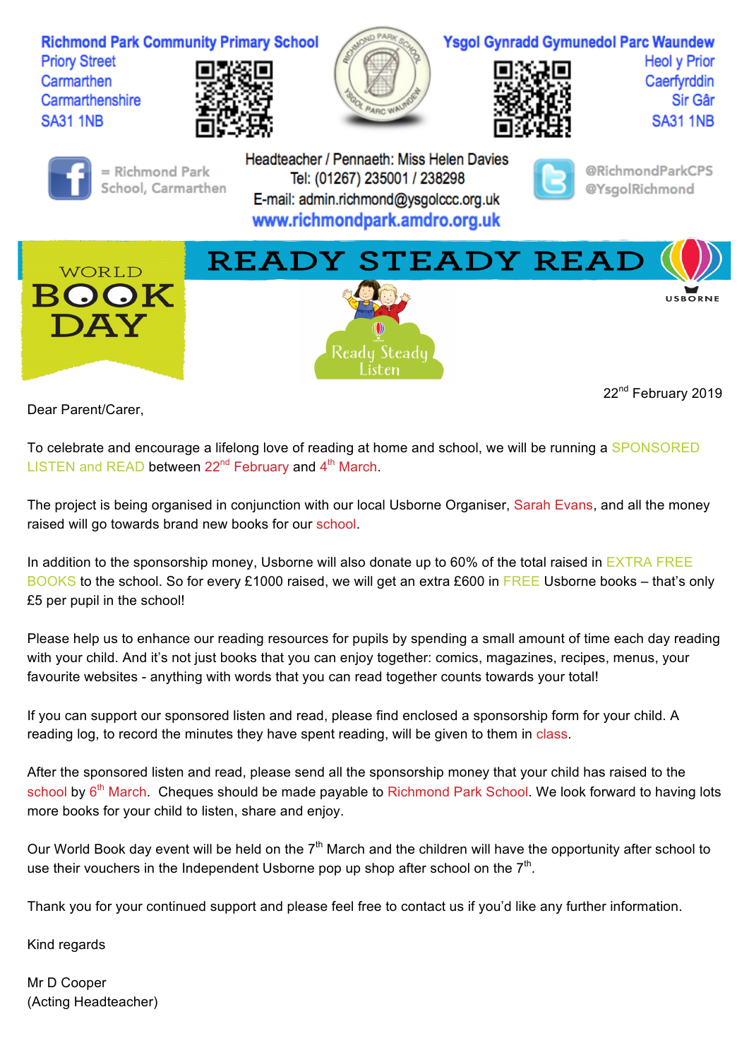**Richmond Park Community Primary School**
Priory Street
Carmarthen
Carmarthenshire
SA31 1NB

**Ysgol Gynradd Gymunedol Parc Waundew**
Heol y Prior
Caerfyrddin
Sir Gâr
SA31 1NB

= Richmond Park School, Carmarthen

Headteacher / Pennaeth: Miss Helen Davies
Tel: (01267) 235001 / 238298
E-mail: admin.richmond@ysgolccc.org.uk
www.richmondpark.amdro.org.uk

@RichmondParkCPS
@YsgolRichmond

# WORLD BOOK DAY

# READY STEADY READ

USBORNE

Ready Steady Listen

22nd February 2019

Dear Parent/Carer,

To celebrate and encourage a lifelong love of reading at home and school, we will be running a SPONSORED LISTEN and READ between 22nd February and 4th March.

The project is being organised in conjunction with our local Usborne Organiser, Sarah Evans, and all the money raised will go towards brand new books for our school.

In addition to the sponsorship money, Usborne will also donate up to 60% of the total raised in EXTRA FREE BOOKS to the school. So for every £1000 raised, we will get an extra £600 in FREE Usborne books – that's only £5 per pupil in the school!

Please help us to enhance our reading resources for pupils by spending a small amount of time each day reading with your child. And it's not just books that you can enjoy together: comics, magazines, recipes, menus, your favourite websites - anything with words that you can read together counts towards your total!

If you can support our sponsored listen and read, please find enclosed a sponsorship form for your child. A reading log, to record the minutes they have spent reading, will be given to them in class.

After the sponsored listen and read, please send all the sponsorship money that your child has raised to the school by 6th March. Cheques should be made payable to Richmond Park School. We look forward to having lots more books for your child to listen, share and enjoy.

Our World Book day event will be held on the 7th March and the children will have the opportunity after school to use their vouchers in the Independent Usborne pop up shop after school on the 7th.

Thank you for your continued support and please feel free to contact us if you'd like any further information.

Kind regards

Mr D Cooper
(Acting Headteacher)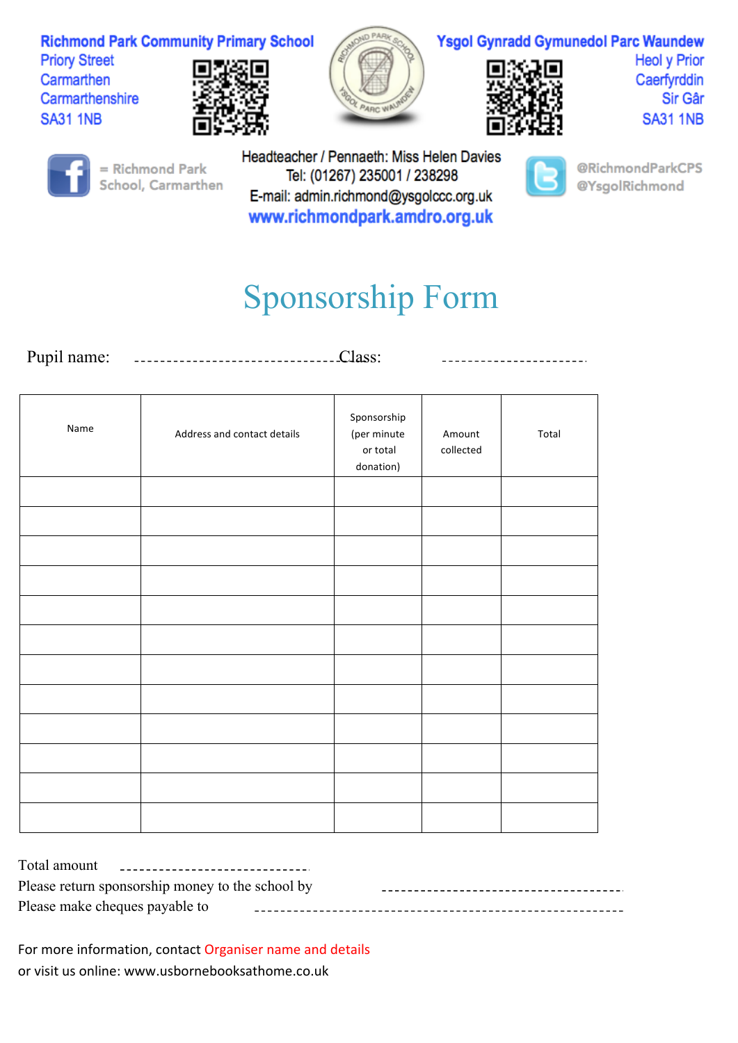**Richmond Park Community Primary School**
Priory Street
Carmarthen
Carmarthenshire
SA31 1NB

**Ysgol Gynradd Gymunedol Parc Waundew**
Heol y Prior
Caerfyrddin
Sir Gâr
SA31 1NB

= Richmond Park School, Carmarthen

Headteacher / Pennaeth: Miss Helen Davies
Tel: (01267) 235001 / 238298
E-mail: admin.richmond@ysgolccc.org.uk
**www.richmondpark.amdro.org.uk**

@RichmondParkCPS
@YsgolRichmond

# Sponsorship Form

Pupil name: ---------------------------------- Class: ----------------------

| Name | Address and contact details | Sponsorship (per minute or total donation) | Amount collected | Total |
|---|---|---|---|---|
| | | | | |
| | | | | |
| | | | | |
| | | | | |
| | | | | |
| | | | | |
| | | | | |
| | | | | |
| | | | | |
| | | | | |
| | | | | |
| | | | | |

Total amount ------------------------------

Please return sponsorship money to the school by ---------------------------------------

Please make cheques payable to ----------------------------------------------------------

For more information, contact Organiser name and details
or visit us online: www.usbornebooksathome.co.uk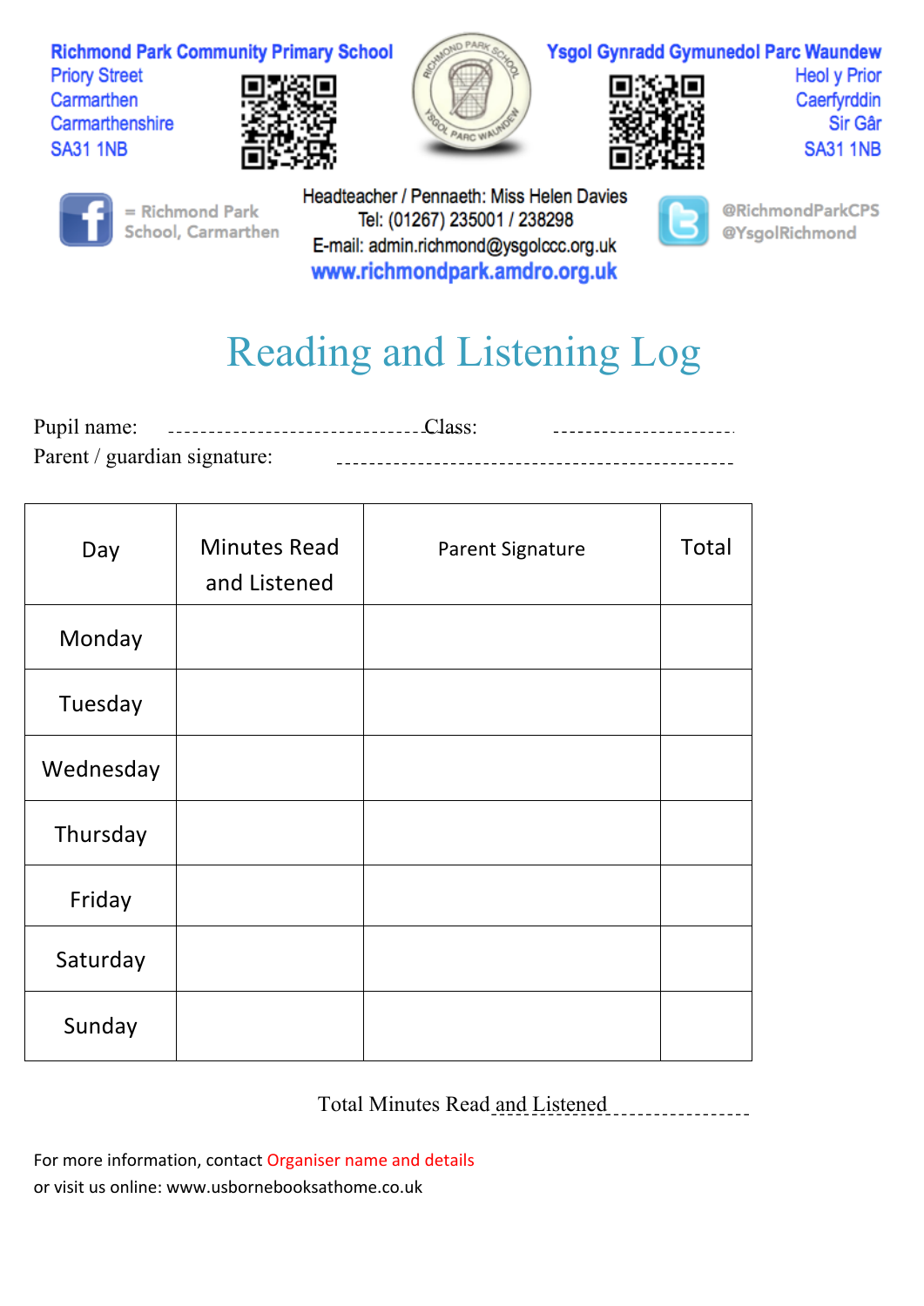**Richmond Park Community Primary School**
Priory Street
Carmarthen
Carmarthenshire
SA31 1NB

**Ysgol Gynradd Gymunedol Parc Waundew**
Heol y Prior
Caerfyrddin
Sir Gâr
SA31 1NB

= Richmond Park School, Carmarthen

Headteacher / Pennaeth: Miss Helen Davies
Tel: (01267) 235001 / 238298
E-mail: admin.richmond@ysgolccc.org.uk
www.richmondpark.amdro.org.uk

@RichmondParkCPS
@YsgolRichmond

# Reading and Listening Log

Pupil name: -------------------------------- Class: ----------------------

Parent / guardian signature: ----------------------------------------------

| Day | Minutes Read and Listened | Parent Signature | Total |
|---|---|---|---|
| Monday | | | |
| Tuesday | | | |
| Wednesday | | | |
| Thursday | | | |
| Friday | | | |
| Saturday | | | |
| Sunday | | | |

Total Minutes Read and Listened ----------------

For more information, contact Organiser name and details
or visit us online: www.usbornebooksathome.co.uk